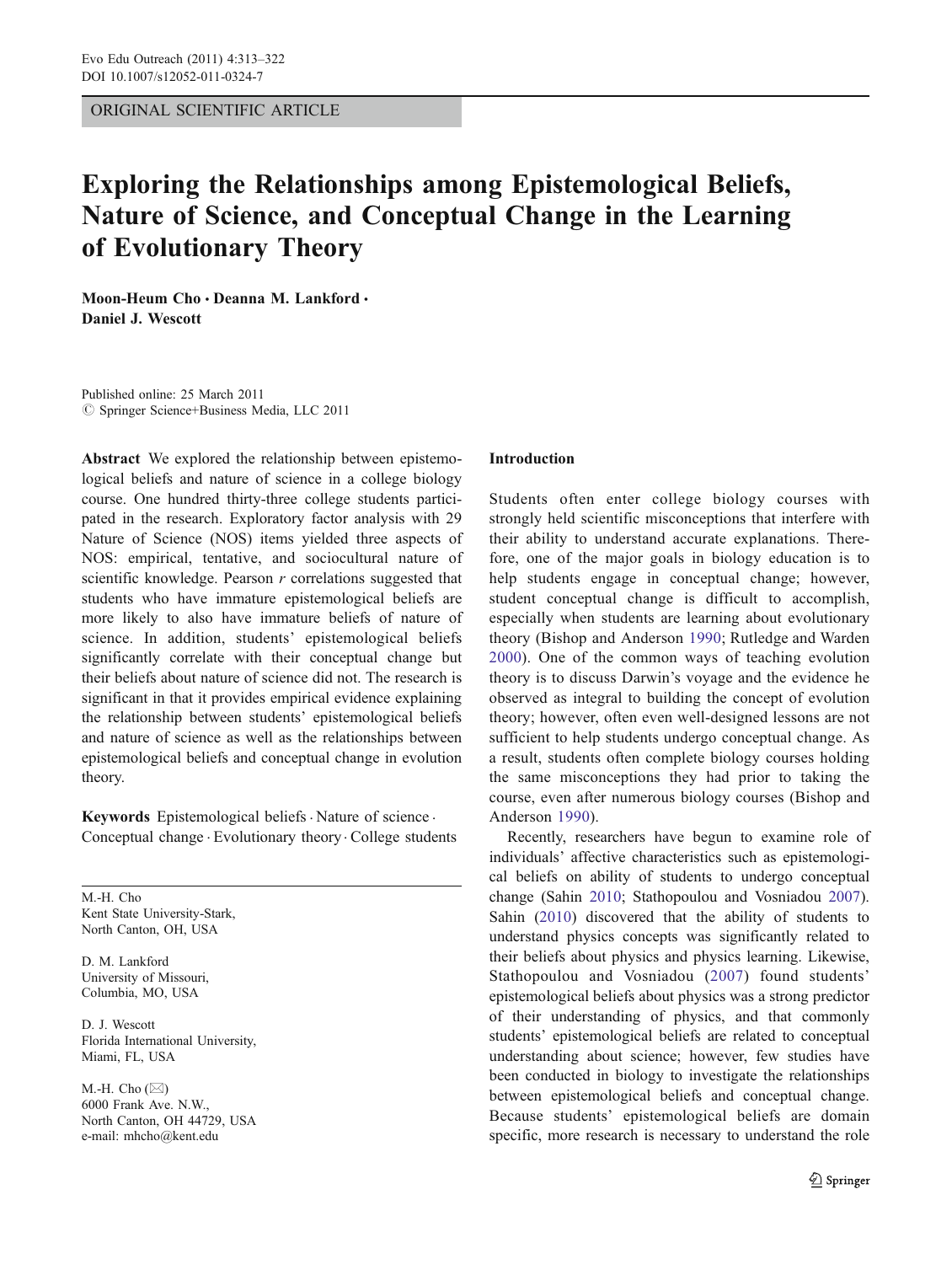ORIGINAL SCIENTIFIC ARTICLE

# Exploring the Relationships among Epistemological Beliefs, Nature of Science, and Conceptual Change in the Learning of Evolutionary Theory

**Moon-Heum Cho · Deanna M. Lankford · Daniel J. Wescott**

Published online: 25 March 2011
© Springer Science+Business Media, LLC 2011

**Abstract** We explored the relationship between epistemological beliefs and nature of science in a college biology course. One hundred thirty-three college students participated in the research. Exploratory factor analysis with 29 Nature of Science (NOS) items yielded three aspects of NOS: empirical, tentative, and sociocultural nature of scientific knowledge. Pearson *r* correlations suggested that students who have immature epistemological beliefs are more likely to also have immature beliefs of nature of science. In addition, students' epistemological beliefs significantly correlate with their conceptual change but their beliefs about nature of science did not. The research is significant in that it provides empirical evidence explaining the relationship between students' epistemological beliefs and nature of science as well as the relationships between epistemological beliefs and conceptual change in evolution theory.

**Keywords** Epistemological beliefs · Nature of science · Conceptual change · Evolutionary theory · College students

M.-H. Cho
Kent State University-Stark,
North Canton, OH, USA

D. M. Lankford
University of Missouri,
Columbia, MO, USA

D. J. Wescott
Florida International University,
Miami, FL, USA

M.-H. Cho (✉)
6000 Frank Ave. N.W.,
North Canton, OH 44729, USA
e-mail: mhcho@kent.edu

## Introduction

Students often enter college biology courses with strongly held scientific misconceptions that interfere with their ability to understand accurate explanations. Therefore, one of the major goals in biology education is to help students engage in conceptual change; however, student conceptual change is difficult to accomplish, especially when students are learning about evolutionary theory (Bishop and Anderson 1990; Rutledge and Warden 2000). One of the common ways of teaching evolution theory is to discuss Darwin's voyage and the evidence he observed as integral to building the concept of evolution theory; however, often even well-designed lessons are not sufficient to help students undergo conceptual change. As a result, students often complete biology courses holding the same misconceptions they had prior to taking the course, even after numerous biology courses (Bishop and Anderson 1990).

Recently, researchers have begun to examine role of individuals' affective characteristics such as epistemological beliefs on ability of students to undergo conceptual change (Sahin 2010; Stathopoulou and Vosniadou 2007). Sahin (2010) discovered that the ability of students to understand physics concepts was significantly related to their beliefs about physics and physics learning. Likewise, Stathopoulou and Vosniadou (2007) found students' epistemological beliefs about physics was a strong predictor of their understanding of physics, and that commonly students' epistemological beliefs are related to conceptual understanding about science; however, few studies have been conducted in biology to investigate the relationships between epistemological beliefs and conceptual change. Because students' epistemological beliefs are domain specific, more research is necessary to understand the role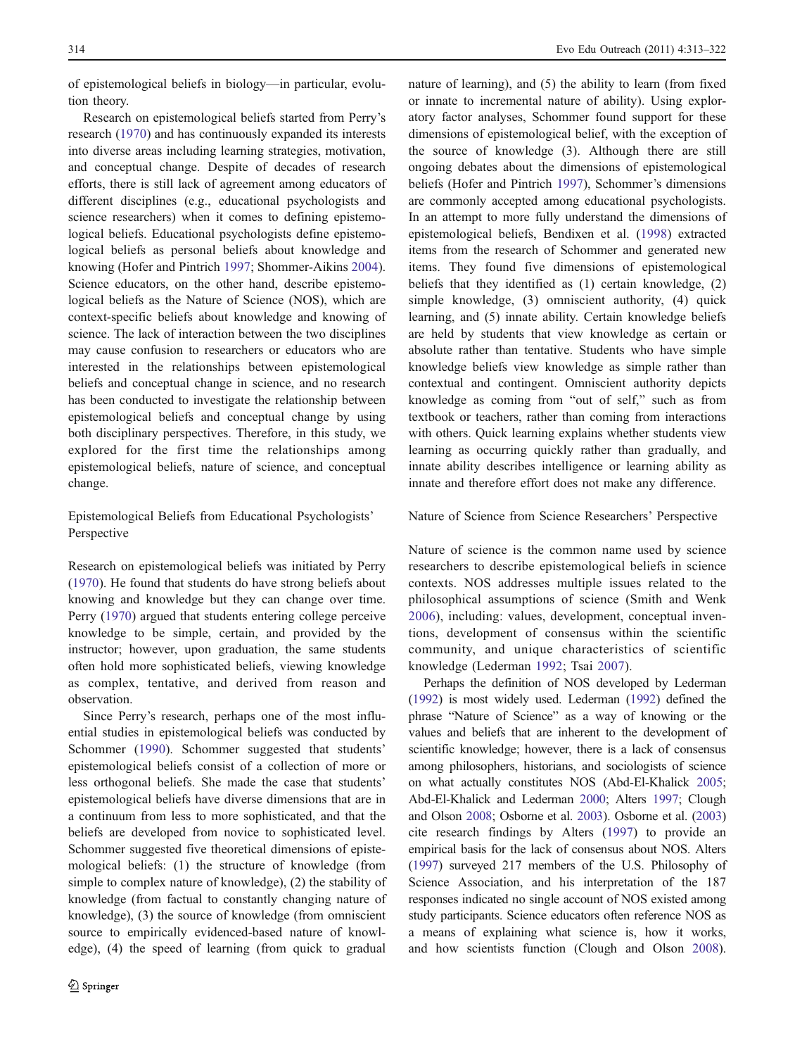of epistemological beliefs in biology—in particular, evolution theory.

Research on epistemological beliefs started from Perry's research (1970) and has continuously expanded its interests into diverse areas including learning strategies, motivation, and conceptual change. Despite of decades of research efforts, there is still lack of agreement among educators of different disciplines (e.g., educational psychologists and science researchers) when it comes to defining epistemological beliefs. Educational psychologists define epistemological beliefs as personal beliefs about knowledge and knowing (Hofer and Pintrich 1997; Shommer-Aikins 2004). Science educators, on the other hand, describe epistemological beliefs as the Nature of Science (NOS), which are context-specific beliefs about knowledge and knowing of science. The lack of interaction between the two disciplines may cause confusion to researchers or educators who are interested in the relationships between epistemological beliefs and conceptual change in science, and no research has been conducted to investigate the relationship between epistemological beliefs and conceptual change by using both disciplinary perspectives. Therefore, in this study, we explored for the first time the relationships among epistemological beliefs, nature of science, and conceptual change.

## Epistemological Beliefs from Educational Psychologists' Perspective

Research on epistemological beliefs was initiated by Perry (1970). He found that students do have strong beliefs about knowing and knowledge but they can change over time. Perry (1970) argued that students entering college perceive knowledge to be simple, certain, and provided by the instructor; however, upon graduation, the same students often hold more sophisticated beliefs, viewing knowledge as complex, tentative, and derived from reason and observation.

Since Perry's research, perhaps one of the most influential studies in epistemological beliefs was conducted by Schommer (1990). Schommer suggested that students' epistemological beliefs consist of a collection of more or less orthogonal beliefs. She made the case that students' epistemological beliefs have diverse dimensions that are in a continuum from less to more sophisticated, and that the beliefs are developed from novice to sophisticated level. Schommer suggested five theoretical dimensions of epistemological beliefs: (1) the structure of knowledge (from simple to complex nature of knowledge), (2) the stability of knowledge (from factual to constantly changing nature of knowledge), (3) the source of knowledge (from omniscient source to empirically evidenced-based nature of knowledge), (4) the speed of learning (from quick to gradual nature of learning), and (5) the ability to learn (from fixed or innate to incremental nature of ability). Using exploratory factor analyses, Schommer found support for these dimensions of epistemological belief, with the exception of the source of knowledge (3). Although there are still ongoing debates about the dimensions of epistemological beliefs (Hofer and Pintrich 1997), Schommer's dimensions are commonly accepted among educational psychologists. In an attempt to more fully understand the dimensions of epistemological beliefs, Bendixen et al. (1998) extracted items from the research of Schommer and generated new items. They found five dimensions of epistemological beliefs that they identified as (1) certain knowledge, (2) simple knowledge, (3) omniscient authority, (4) quick learning, and (5) innate ability. Certain knowledge beliefs are held by students that view knowledge as certain or absolute rather than tentative. Students who have simple knowledge beliefs view knowledge as simple rather than contextual and contingent. Omniscient authority depicts knowledge as coming from "out of self," such as from textbook or teachers, rather than coming from interactions with others. Quick learning explains whether students view learning as occurring quickly rather than gradually, and innate ability describes intelligence or learning ability as innate and therefore effort does not make any difference.

## Nature of Science from Science Researchers' Perspective

Nature of science is the common name used by science researchers to describe epistemological beliefs in science contexts. NOS addresses multiple issues related to the philosophical assumptions of science (Smith and Wenk 2006), including: values, development, conceptual inventions, development of consensus within the scientific community, and unique characteristics of scientific knowledge (Lederman 1992; Tsai 2007).

Perhaps the definition of NOS developed by Lederman (1992) is most widely used. Lederman (1992) defined the phrase "Nature of Science" as a way of knowing or the values and beliefs that are inherent to the development of scientific knowledge; however, there is a lack of consensus among philosophers, historians, and sociologists of science on what actually constitutes NOS (Abd-El-Khalick 2005; Abd-El-Khalick and Lederman 2000; Alters 1997; Clough and Olson 2008; Osborne et al. 2003). Osborne et al. (2003) cite research findings by Alters (1997) to provide an empirical basis for the lack of consensus about NOS. Alters (1997) surveyed 217 members of the U.S. Philosophy of Science Association, and his interpretation of the 187 responses indicated no single account of NOS existed among study participants. Science educators often reference NOS as a means of explaining what science is, how it works, and how scientists function (Clough and Olson 2008).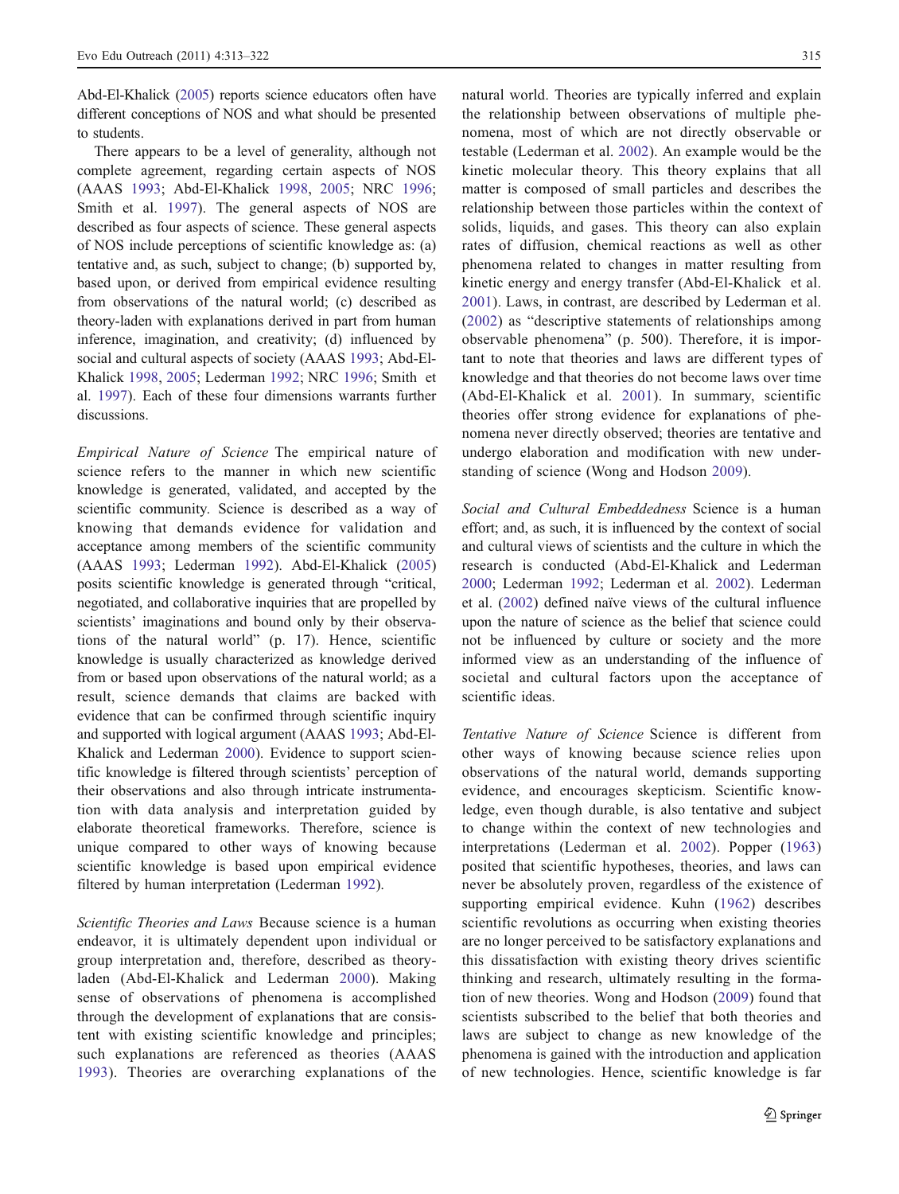Abd-El-Khalick (2005) reports science educators often have different conceptions of NOS and what should be presented to students.

There appears to be a level of generality, although not complete agreement, regarding certain aspects of NOS (AAAS 1993; Abd-El-Khalick 1998, 2005; NRC 1996; Smith et al. 1997). The general aspects of NOS are described as four aspects of science. These general aspects of NOS include perceptions of scientific knowledge as: (a) tentative and, as such, subject to change; (b) supported by, based upon, or derived from empirical evidence resulting from observations of the natural world; (c) described as theory-laden with explanations derived in part from human inference, imagination, and creativity; (d) influenced by social and cultural aspects of society (AAAS 1993; Abd-El-Khalick 1998, 2005; Lederman 1992; NRC 1996; Smith et al. 1997). Each of these four dimensions warrants further discussions.

*Empirical Nature of Science* The empirical nature of science refers to the manner in which new scientific knowledge is generated, validated, and accepted by the scientific community. Science is described as a way of knowing that demands evidence for validation and acceptance among members of the scientific community (AAAS 1993; Lederman 1992). Abd-El-Khalick (2005) posits scientific knowledge is generated through "critical, negotiated, and collaborative inquiries that are propelled by scientists' imaginations and bound only by their observations of the natural world" (p. 17). Hence, scientific knowledge is usually characterized as knowledge derived from or based upon observations of the natural world; as a result, science demands that claims are backed with evidence that can be confirmed through scientific inquiry and supported with logical argument (AAAS 1993; Abd-El-Khalick and Lederman 2000). Evidence to support scientific knowledge is filtered through scientists' perception of their observations and also through intricate instrumentation with data analysis and interpretation guided by elaborate theoretical frameworks. Therefore, science is unique compared to other ways of knowing because scientific knowledge is based upon empirical evidence filtered by human interpretation (Lederman 1992).

*Scientific Theories and Laws* Because science is a human endeavor, it is ultimately dependent upon individual or group interpretation and, therefore, described as theory-laden (Abd-El-Khalick and Lederman 2000). Making sense of observations of phenomena is accomplished through the development of explanations that are consistent with existing scientific knowledge and principles; such explanations are referenced as theories (AAAS 1993). Theories are overarching explanations of the natural world. Theories are typically inferred and explain the relationship between observations of multiple phenomena, most of which are not directly observable or testable (Lederman et al. 2002). An example would be the kinetic molecular theory. This theory explains that all matter is composed of small particles and describes the relationship between those particles within the context of solids, liquids, and gases. This theory can also explain rates of diffusion, chemical reactions as well as other phenomena related to changes in matter resulting from kinetic energy and energy transfer (Abd-El-Khalick et al. 2001). Laws, in contrast, are described by Lederman et al. (2002) as "descriptive statements of relationships among observable phenomena" (p. 500). Therefore, it is important to note that theories and laws are different types of knowledge and that theories do not become laws over time (Abd-El-Khalick et al. 2001). In summary, scientific theories offer strong evidence for explanations of phenomena never directly observed; theories are tentative and undergo elaboration and modification with new understanding of science (Wong and Hodson 2009).

*Social and Cultural Embeddedness* Science is a human effort; and, as such, it is influenced by the context of social and cultural views of scientists and the culture in which the research is conducted (Abd-El-Khalick and Lederman 2000; Lederman 1992; Lederman et al. 2002). Lederman et al. (2002) defined naïve views of the cultural influence upon the nature of science as the belief that science could not be influenced by culture or society and the more informed view as an understanding of the influence of societal and cultural factors upon the acceptance of scientific ideas.

*Tentative Nature of Science* Science is different from other ways of knowing because science relies upon observations of the natural world, demands supporting evidence, and encourages skepticism. Scientific knowledge, even though durable, is also tentative and subject to change within the context of new technologies and interpretations (Lederman et al. 2002). Popper (1963) posited that scientific hypotheses, theories, and laws can never be absolutely proven, regardless of the existence of supporting empirical evidence. Kuhn (1962) describes scientific revolutions as occurring when existing theories are no longer perceived to be satisfactory explanations and this dissatisfaction with existing theory drives scientific thinking and research, ultimately resulting in the formation of new theories. Wong and Hodson (2009) found that scientists subscribed to the belief that both theories and laws are subject to change as new knowledge of the phenomena is gained with the introduction and application of new technologies. Hence, scientific knowledge is far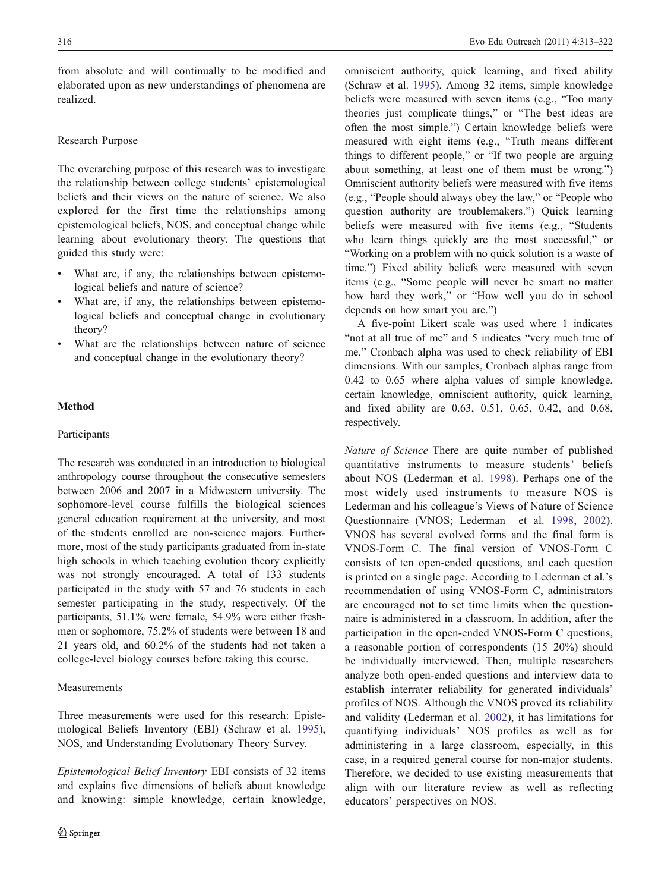from absolute and will continually to be modified and elaborated upon as new understandings of phenomena are realized.

### Research Purpose

The overarching purpose of this research was to investigate the relationship between college students' epistemological beliefs and their views on the nature of science. We also explored for the first time the relationships among epistemological beliefs, NOS, and conceptual change while learning about evolutionary theory. The questions that guided this study were:

- What are, if any, the relationships between epistemological beliefs and nature of science?
- What are, if any, the relationships between epistemological beliefs and conceptual change in evolutionary theory?
- What are the relationships between nature of science and conceptual change in the evolutionary theory?

## Method

### Participants

The research was conducted in an introduction to biological anthropology course throughout the consecutive semesters between 2006 and 2007 in a Midwestern university. The sophomore-level course fulfills the biological sciences general education requirement at the university, and most of the students enrolled are non-science majors. Furthermore, most of the study participants graduated from in-state high schools in which teaching evolution theory explicitly was not strongly encouraged. A total of 133 students participated in the study with 57 and 76 students in each semester participating in the study, respectively. Of the participants, 51.1% were female, 54.9% were either freshmen or sophomore, 75.2% of students were between 18 and 21 years old, and 60.2% of the students had not taken a college-level biology courses before taking this course.

### Measurements

Three measurements were used for this research: Epistemological Beliefs Inventory (EBI) (Schraw et al. 1995), NOS, and Understanding Evolutionary Theory Survey.

*Epistemological Belief Inventory* EBI consists of 32 items and explains five dimensions of beliefs about knowledge and knowing: simple knowledge, certain knowledge, omniscient authority, quick learning, and fixed ability (Schraw et al. 1995). Among 32 items, simple knowledge beliefs were measured with seven items (e.g., "Too many theories just complicate things," or "The best ideas are often the most simple.") Certain knowledge beliefs were measured with eight items (e.g., "Truth means different things to different people," or "If two people are arguing about something, at least one of them must be wrong.") Omniscient authority beliefs were measured with five items (e.g., "People should always obey the law," or "People who question authority are troublemakers.") Quick learning beliefs were measured with five items (e.g., "Students who learn things quickly are the most successful," or "Working on a problem with no quick solution is a waste of time.") Fixed ability beliefs were measured with seven items (e.g., "Some people will never be smart no matter how hard they work," or "How well you do in school depends on how smart you are.")

A five-point Likert scale was used where 1 indicates "not at all true of me" and 5 indicates "very much true of me." Cronbach alpha was used to check reliability of EBI dimensions. With our samples, Cronbach alphas range from 0.42 to 0.65 where alpha values of simple knowledge, certain knowledge, omniscient authority, quick learning, and fixed ability are 0.63, 0.51, 0.65, 0.42, and 0.68, respectively.

*Nature of Science* There are quite number of published quantitative instruments to measure students' beliefs about NOS (Lederman et al. 1998). Perhaps one of the most widely used instruments to measure NOS is Lederman and his colleague's Views of Nature of Science Questionnaire (VNOS; Lederman et al. 1998, 2002). VNOS has several evolved forms and the final form is VNOS-Form C. The final version of VNOS-Form C consists of ten open-ended questions, and each question is printed on a single page. According to Lederman et al.'s recommendation of using VNOS-Form C, administrators are encouraged not to set time limits when the questionnaire is administered in a classroom. In addition, after the participation in the open-ended VNOS-Form C questions, a reasonable portion of correspondents (15–20%) should be individually interviewed. Then, multiple researchers analyze both open-ended questions and interview data to establish interrater reliability for generated individuals' profiles of NOS. Although the VNOS proved its reliability and validity (Lederman et al. 2002), it has limitations for quantifying individuals' NOS profiles as well as for administering in a large classroom, especially, in this case, in a required general course for non-major students. Therefore, we decided to use existing measurements that align with our literature review as well as reflecting educators' perspectives on NOS.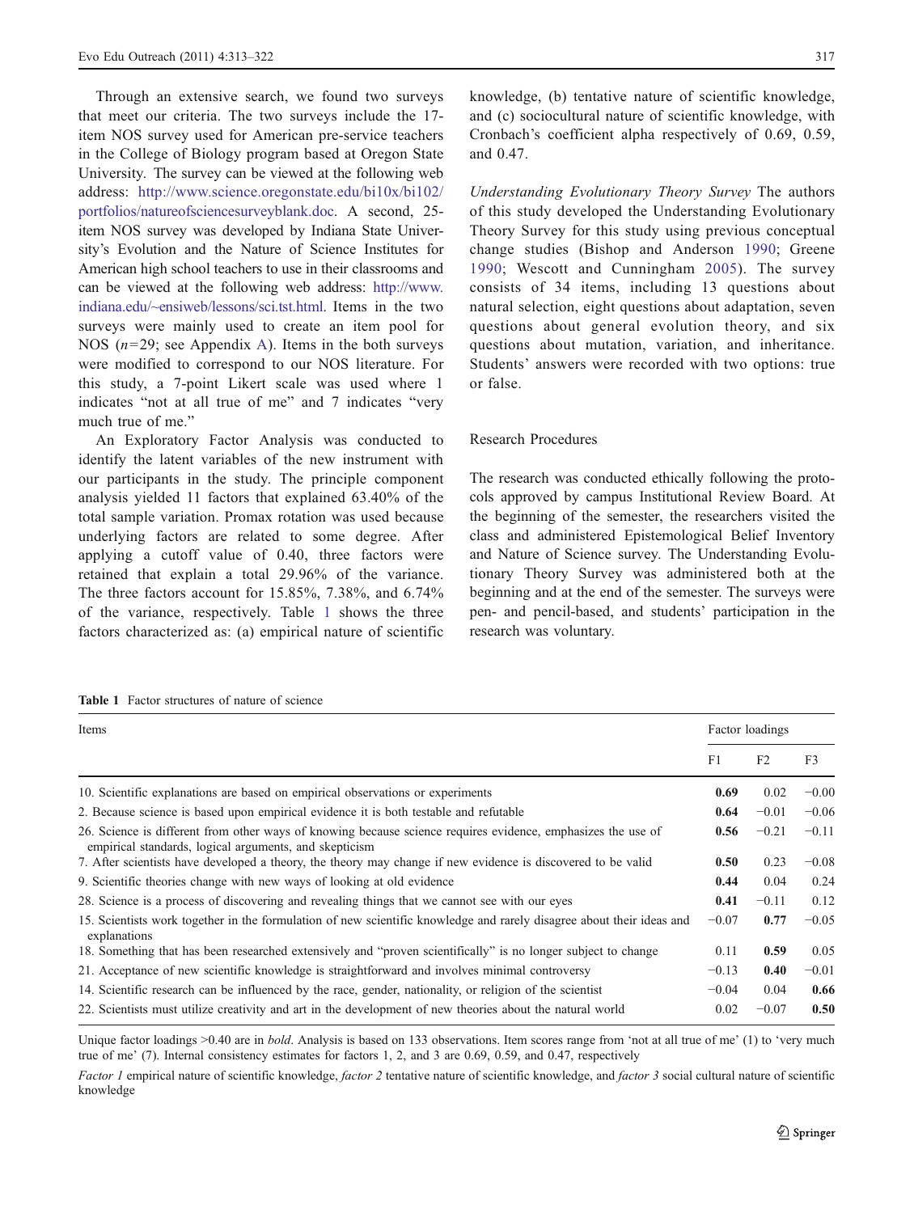Through an extensive search, we found two surveys that meet our criteria. The two surveys include the 17-item NOS survey used for American pre-service teachers in the College of Biology program based at Oregon State University. The survey can be viewed at the following web address: http://www.science.oregonstate.edu/bi10x/bi102/portfolios/natureofsciencesurveyblank.doc. A second, 25-item NOS survey was developed by Indiana State University's Evolution and the Nature of Science Institutes for American high school teachers to use in their classrooms and can be viewed at the following web address: http://www.indiana.edu/~ensiweb/lessons/sci.tst.html. Items in the two surveys were mainly used to create an item pool for NOS ($n=29$; see Appendix A). Items in the both surveys were modified to correspond to our NOS literature. For this study, a 7-point Likert scale was used where 1 indicates "not at all true of me" and 7 indicates "very much true of me."

An Exploratory Factor Analysis was conducted to identify the latent variables of the new instrument with our participants in the study. The principle component analysis yielded 11 factors that explained 63.40% of the total sample variation. Promax rotation was used because underlying factors are related to some degree. After applying a cutoff value of 0.40, three factors were retained that explain a total 29.96% of the variance. The three factors account for 15.85%, 7.38%, and 6.74% of the variance, respectively. Table 1 shows the three factors characterized as: (a) empirical nature of scientific knowledge, (b) tentative nature of scientific knowledge, and (c) sociocultural nature of scientific knowledge, with Cronbach's coefficient alpha respectively of 0.69, 0.59, and 0.47.

*Understanding Evolutionary Theory Survey* The authors of this study developed the Understanding Evolutionary Theory Survey for this study using previous conceptual change studies (Bishop and Anderson 1990; Greene 1990; Wescott and Cunningham 2005). The survey consists of 34 items, including 13 questions about natural selection, eight questions about adaptation, seven questions about general evolution theory, and six questions about mutation, variation, and inheritance. Students' answers were recorded with two options: true or false.

## Research Procedures

The research was conducted ethically following the protocols approved by campus Institutional Review Board. At the beginning of the semester, the researchers visited the class and administered Epistemological Belief Inventory and Nature of Science survey. The Understanding Evolutionary Theory Survey was administered both at the beginning and at the end of the semester. The surveys were pen- and pencil-based, and students' participation in the research was voluntary.

**Table 1** Factor structures of nature of science

| Items | Factor loadings | | |
|---|---|---|---|
| | F1 | F2 | F3 |
| 10. Scientific explanations are based on empirical observations or experiments | **0.69** | 0.02 | −0.00 |
| 2. Because science is based upon empirical evidence it is both testable and refutable | **0.64** | −0.01 | −0.06 |
| 26. Science is different from other ways of knowing because science requires evidence, emphasizes the use of empirical standards, logical arguments, and skepticism | **0.56** | −0.21 | −0.11 |
| 7. After scientists have developed a theory, the theory may change if new evidence is discovered to be valid | **0.50** | 0.23 | −0.08 |
| 9. Scientific theories change with new ways of looking at old evidence | **0.44** | 0.04 | 0.24 |
| 28. Science is a process of discovering and revealing things that we cannot see with our eyes | **0.41** | −0.11 | 0.12 |
| 15. Scientists work together in the formulation of new scientific knowledge and rarely disagree about their ideas and explanations | −0.07 | **0.77** | −0.05 |
| 18. Something that has been researched extensively and "proven scientifically" is no longer subject to change | 0.11 | **0.59** | 0.05 |
| 21. Acceptance of new scientific knowledge is straightforward and involves minimal controversy | −0.13 | **0.40** | −0.01 |
| 14. Scientific research can be influenced by the race, gender, nationality, or religion of the scientist | −0.04 | 0.04 | **0.66** |
| 22. Scientists must utilize creativity and art in the development of new theories about the natural world | 0.02 | −0.07 | **0.50** |

Unique factor loadings >0.40 are in *bold*. Analysis is based on 133 observations. Item scores range from 'not at all true of me' (1) to 'very much true of me' (7). Internal consistency estimates for factors 1, 2, and 3 are 0.69, 0.59, and 0.47, respectively

*Factor 1* empirical nature of scientific knowledge, *factor 2* tentative nature of scientific knowledge, and *factor 3* social cultural nature of scientific knowledge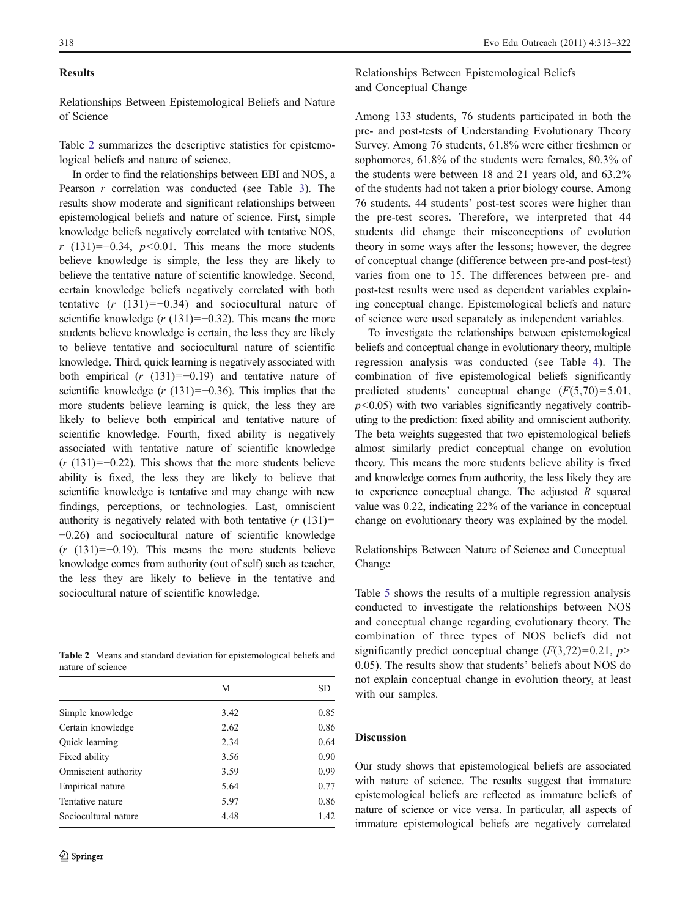## Results

### Relationships Between Epistemological Beliefs and Nature of Science

Table 2 summarizes the descriptive statistics for epistemological beliefs and nature of science.

In order to find the relationships between EBI and NOS, a Pearson $r$ correlation was conducted (see Table 3). The results show moderate and significant relationships between epistemological beliefs and nature of science. First, simple knowledge beliefs negatively correlated with tentative NOS, $r$ (131)=−0.34, $p<0.01$. This means the more students believe knowledge is simple, the less they are likely to believe the tentative nature of scientific knowledge. Second, certain knowledge beliefs negatively correlated with both tentative ($r$ (131)=−0.34) and sociocultural nature of scientific knowledge ($r$ (131)=−0.32). This means the more students believe knowledge is certain, the less they are likely to believe tentative and sociocultural nature of scientific knowledge. Third, quick learning is negatively associated with both empirical ($r$ (131)=−0.19) and tentative nature of scientific knowledge ($r$ (131)=−0.36). This implies that the more students believe learning is quick, the less they are likely to believe both empirical and tentative nature of scientific knowledge. Fourth, fixed ability is negatively associated with tentative nature of scientific knowledge ($r$ (131)=−0.22). This shows that the more students believe ability is fixed, the less they are likely to believe that scientific knowledge is tentative and may change with new findings, perceptions, or technologies. Last, omniscient authority is negatively related with both tentative ($r$ (131)= −0.26) and sociocultural nature of scientific knowledge ($r$ (131)=−0.19). This means the more students believe knowledge comes from authority (out of self) such as teacher, the less they are likely to believe in the tentative and sociocultural nature of scientific knowledge.

**Table 2** Means and standard deviation for epistemological beliefs and nature of science

| | M | SD |
|---|---|---|
| Simple knowledge | 3.42 | 0.85 |
| Certain knowledge | 2.62 | 0.86 |
| Quick learning | 2.34 | 0.64 |
| Fixed ability | 3.56 | 0.90 |
| Omniscient authority | 3.59 | 0.99 |
| Empirical nature | 5.64 | 0.77 |
| Tentative nature | 5.97 | 0.86 |
| Sociocultural nature | 4.48 | 1.42 |

### Relationships Between Epistemological Beliefs and Conceptual Change

Among 133 students, 76 students participated in both the pre- and post-tests of Understanding Evolutionary Theory Survey. Among 76 students, 61.8% were either freshmen or sophomores, 61.8% of the students were females, 80.3% of the students were between 18 and 21 years old, and 63.2% of the students had not taken a prior biology course. Among 76 students, 44 students' post-test scores were higher than the pre-test scores. Therefore, we interpreted that 44 students did change their misconceptions of evolution theory in some ways after the lessons; however, the degree of conceptual change (difference between pre-and post-test) varies from one to 15. The differences between pre- and post-test results were used as dependent variables explaining conceptual change. Epistemological beliefs and nature of science were used separately as independent variables.

To investigate the relationships between epistemological beliefs and conceptual change in evolutionary theory, multiple regression analysis was conducted (see Table 4). The combination of five epistemological beliefs significantly predicted students' conceptual change ($F(5,70)=5.01$, $p<0.05$) with two variables significantly negatively contributing to the prediction: fixed ability and omniscient authority. The beta weights suggested that two epistemological beliefs almost similarly predict conceptual change on evolution theory. This means the more students believe ability is fixed and knowledge comes from authority, the less likely they are to experience conceptual change. The adjusted $R$ squared value was 0.22, indicating 22% of the variance in conceptual change on evolutionary theory was explained by the model.

### Relationships Between Nature of Science and Conceptual Change

Table 5 shows the results of a multiple regression analysis conducted to investigate the relationships between NOS and conceptual change regarding evolutionary theory. The combination of three types of NOS beliefs did not significantly predict conceptual change ($F(3,72)=0.21$, $p>0.05$). The results show that students' beliefs about NOS do not explain conceptual change in evolution theory, at least with our samples.

## Discussion

Our study shows that epistemological beliefs are associated with nature of science. The results suggest that immature epistemological beliefs are reflected as immature beliefs of nature of science or vice versa. In particular, all aspects of immature epistemological beliefs are negatively correlated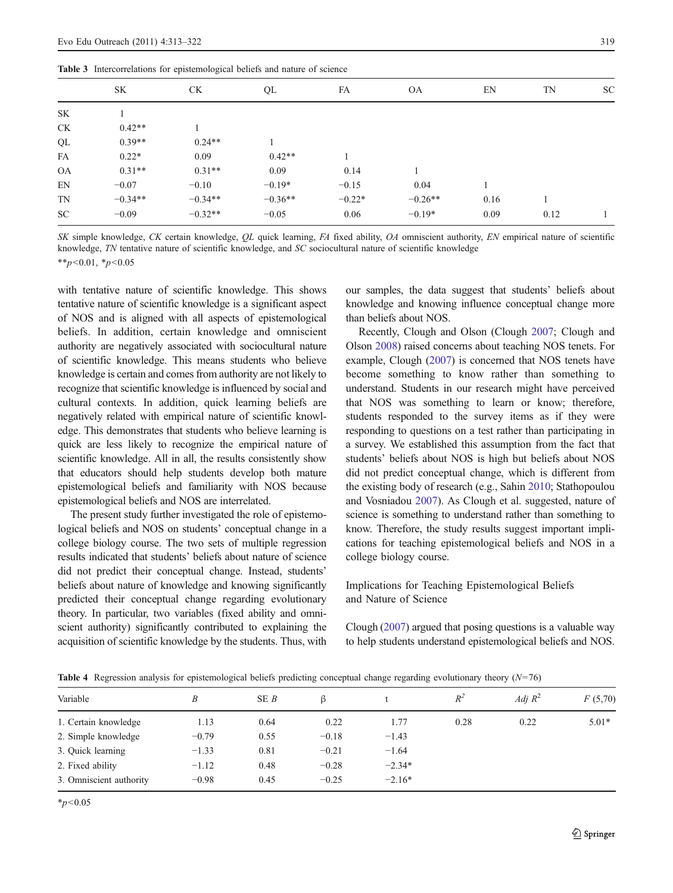**Table 3** Intercorrelations for epistemological beliefs and nature of science

| | SK | CK | QL | FA | OA | EN | TN | SC |
|---|---|---|---|---|---|---|---|---|
| SK | 1 | | | | | | | |
| CK | 0.42** | 1 | | | | | | |
| QL | 0.39** | 0.24** | 1 | | | | | |
| FA | 0.22* | 0.09 | 0.42** | 1 | | | | |
| OA | 0.31** | 0.31** | 0.09 | 0.14 | 1 | | | |
| EN | −0.07 | −0.10 | −0.19* | −0.15 | 0.04 | 1 | | |
| TN | −0.34** | −0.34** | −0.36** | −0.22* | −0.26** | 0.16 | 1 | |
| SC | −0.09 | −0.32** | −0.05 | 0.06 | −0.19* | 0.09 | 0.12 | 1 |

*SK* simple knowledge, *CK* certain knowledge, *QL* quick learning, *FA* fixed ability, *OA* omniscient authority, *EN* empirical nature of scientific knowledge, *TN* tentative nature of scientific knowledge, and *SC* sociocultural nature of scientific knowledge

**$p<0.01$, *$p<0.05$

with tentative nature of scientific knowledge. This shows tentative nature of scientific knowledge is a significant aspect of NOS and is aligned with all aspects of epistemological beliefs. In addition, certain knowledge and omniscient authority are negatively associated with sociocultural nature of scientific knowledge. This means students who believe knowledge is certain and comes from authority are not likely to recognize that scientific knowledge is influenced by social and cultural contexts. In addition, quick learning beliefs are negatively related with empirical nature of scientific knowledge. This demonstrates that students who believe learning is quick are less likely to recognize the empirical nature of scientific knowledge. All in all, the results consistently show that educators should help students develop both mature epistemological beliefs and familiarity with NOS because epistemological beliefs and NOS are interrelated.

The present study further investigated the role of epistemological beliefs and NOS on students' conceptual change in a college biology course. The two sets of multiple regression results indicated that students' beliefs about nature of science did not predict their conceptual change. Instead, students' beliefs about nature of knowledge and knowing significantly predicted their conceptual change regarding evolutionary theory. In particular, two variables (fixed ability and omniscient authority) significantly contributed to explaining the acquisition of scientific knowledge by the students. Thus, with our samples, the data suggest that students' beliefs about knowledge and knowing influence conceptual change more than beliefs about NOS.

Recently, Clough and Olson (Clough 2007; Clough and Olson 2008) raised concerns about teaching NOS tenets. For example, Clough (2007) is concerned that NOS tenets have become something to know rather than something to understand. Students in our research might have perceived that NOS was something to learn or know; therefore, students responded to the survey items as if they were responding to questions on a test rather than participating in a survey. We established this assumption from the fact that students' beliefs about NOS is high but beliefs about NOS did not predict conceptual change, which is different from the existing body of research (e.g., Sahin 2010; Stathopoulou and Vosniadou 2007). As Clough et al. suggested, nature of science is something to understand rather than something to know. Therefore, the study results suggest important implications for teaching epistemological beliefs and NOS in a college biology course.

## Implications for Teaching Epistemological Beliefs and Nature of Science

Clough (2007) argued that posing questions is a valuable way to help students understand epistemological beliefs and NOS.

**Table 4** Regression analysis for epistemological beliefs predicting conceptual change regarding evolutionary theory ($N=76$)

| Variable | *B* | SE *B* | β | t | $R^2$ | *Adj* $R^2$ | *F* (5,70) |
|---|---|---|---|---|---|---|---|
| 1. Certain knowledge | 1.13 | 0.64 | 0.22 | 1.77 | 0.28 | 0.22 | 5.01* |
| 2. Simple knowledge | −0.79 | 0.55 | −0.18 | −1.43 | | | |
| 3. Quick learning | −1.33 | 0.81 | −0.21 | −1.64 | | | |
| 2. Fixed ability | −1.12 | 0.48 | −0.28 | −2.34* | | | |
| 3. Omniscient authority | −0.98 | 0.45 | −0.25 | −2.16* | | | |

*$p<0.05$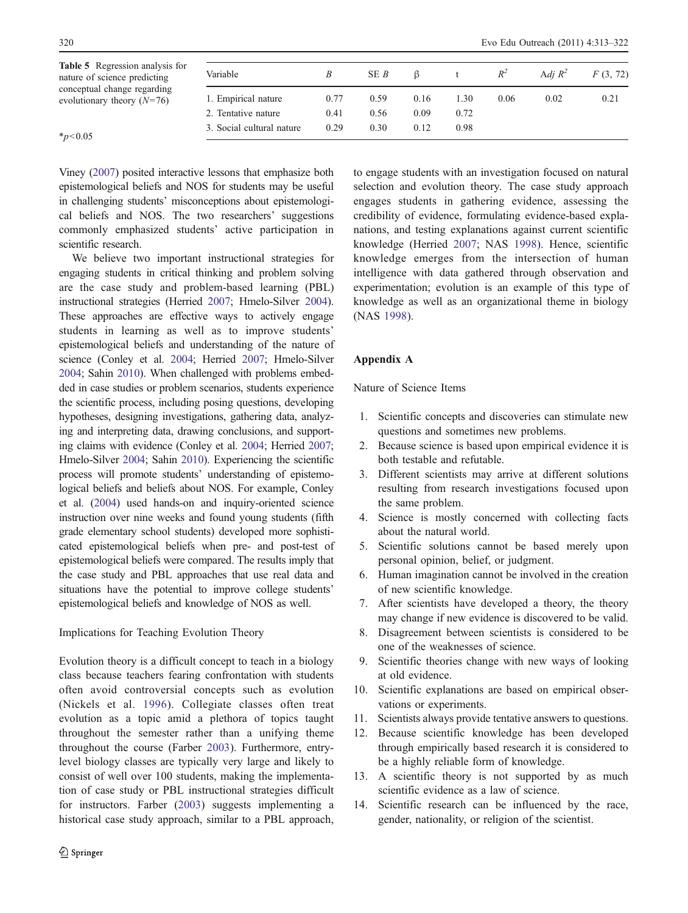**Table 5** Regression analysis for nature of science predicting conceptual change regarding evolutionary theory ($N$=76)

| Variable | $B$ | SE $B$ | β | t | $R^2$ | Adj $R^2$ | $F$ (3, 72) |
|---|---|---|---|---|---|---|---|
| 1. Empirical nature | 0.77 | 0.59 | 0.16 | 1.30 | 0.06 | 0.02 | 0.21 |
| 2. Tentative nature | 0.41 | 0.56 | 0.09 | 0.72 | | | |
| 3. Social cultural nature | 0.29 | 0.30 | 0.12 | 0.98 | | | |

*$p<0.05$

Viney (2007) posited interactive lessons that emphasize both epistemological beliefs and NOS for students may be useful in challenging students' misconceptions about epistemological beliefs and NOS. The two researchers' suggestions commonly emphasized students' active participation in scientific research.

We believe two important instructional strategies for engaging students in critical thinking and problem solving are the case study and problem-based learning (PBL) instructional strategies (Herried 2007; Hmelo-Silver 2004). These approaches are effective ways to actively engage students in learning as well as to improve students' epistemological beliefs and understanding of the nature of science (Conley et al. 2004; Herried 2007; Hmelo-Silver 2004; Sahin 2010). When challenged with problems embedded in case studies or problem scenarios, students experience the scientific process, including posing questions, developing hypotheses, designing investigations, gathering data, analyzing and interpreting data, drawing conclusions, and supporting claims with evidence (Conley et al. 2004; Herried 2007; Hmelo-Silver 2004; Sahin 2010). Experiencing the scientific process will promote students' understanding of epistemological beliefs and beliefs about NOS. For example, Conley et al. (2004) used hands-on and inquiry-oriented science instruction over nine weeks and found young students (fifth grade elementary school students) developed more sophisticated epistemological beliefs when pre- and post-test of epistemological beliefs were compared. The results imply that the case study and PBL approaches that use real data and situations have the potential to improve college students' epistemological beliefs and knowledge of NOS as well.

### Implications for Teaching Evolution Theory

Evolution theory is a difficult concept to teach in a biology class because teachers fearing confrontation with students often avoid controversial concepts such as evolution (Nickels et al. 1996). Collegiate classes often treat evolution as a topic amid a plethora of topics taught throughout the semester rather than a unifying theme throughout the course (Farber 2003). Furthermore, entry-level biology classes are typically very large and likely to consist of well over 100 students, making the implementation of case study or PBL instructional strategies difficult for instructors. Farber (2003) suggests implementing a historical case study approach, similar to a PBL approach, to engage students with an investigation focused on natural selection and evolution theory. The case study approach engages students in gathering evidence, assessing the credibility of evidence, formulating evidence-based explanations, and testing explanations against current scientific knowledge (Herried 2007; NAS 1998). Hence, scientific knowledge emerges from the intersection of human intelligence with data gathered through observation and experimentation; evolution is an example of this type of knowledge as well as an organizational theme in biology (NAS 1998).

## Appendix A

Nature of Science Items

1. Scientific concepts and discoveries can stimulate new questions and sometimes new problems.
2. Because science is based upon empirical evidence it is both testable and refutable.
3. Different scientists may arrive at different solutions resulting from research investigations focused upon the same problem.
4. Science is mostly concerned with collecting facts about the natural world.
5. Scientific solutions cannot be based merely upon personal opinion, belief, or judgment.
6. Human imagination cannot be involved in the creation of new scientific knowledge.
7. After scientists have developed a theory, the theory may change if new evidence is discovered to be valid.
8. Disagreement between scientists is considered to be one of the weaknesses of science.
9. Scientific theories change with new ways of looking at old evidence.
10. Scientific explanations are based on empirical observations or experiments.
11. Scientists always provide tentative answers to questions.
12. Because scientific knowledge has been developed through empirically based research it is considered to be a highly reliable form of knowledge.
13. A scientific theory is not supported by as much scientific evidence as a law of science.
14. Scientific research can be influenced by the race, gender, nationality, or religion of the scientist.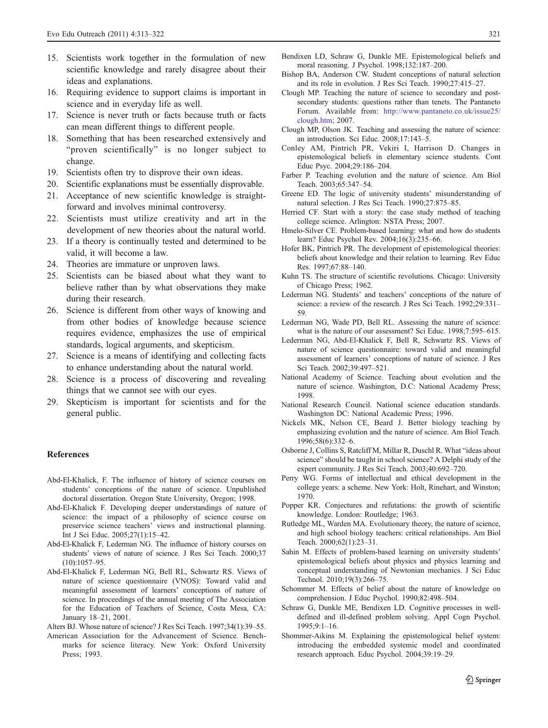15. Scientists work together in the formulation of new scientific knowledge and rarely disagree about their ideas and explanations.
16. Requiring evidence to support claims is important in science and in everyday life as well.
17. Science is never truth or facts because truth or facts can mean different things to different people.
18. Something that has been researched extensively and "proven scientifically" is no longer subject to change.
19. Scientists often try to disprove their own ideas.
20. Scientific explanations must be essentially disprovable.
21. Acceptance of new scientific knowledge is straightforward and involves minimal controversy.
22. Scientists must utilize creativity and art in the development of new theories about the natural world.
23. If a theory is continually tested and determined to be valid, it will become a law.
24. Theories are immature or unproven laws.
25. Scientists can be biased about what they want to believe rather than by what observations they make during their research.
26. Science is different from other ways of knowing and from other bodies of knowledge because science requires evidence, emphasizes the use of empirical standards, logical arguments, and skepticism.
27. Science is a means of identifying and collecting facts to enhance understanding about the natural world.
28. Science is a process of discovering and revealing things that we cannot see with our eyes.
29. Skepticism is important for scientists and for the general public.

## References

Abd-El-Khalick, F. The influence of history of science courses on students' conceptions of the nature of science. Unpublished doctoral dissertation. Oregon State University, Oregon; 1998.

Abd-El-Khalick F. Developing deeper understandings of nature of science: the impact of a philosophy of science course on preservice science teachers' views and instructional planning. Int J Sci Educ. 2005;27(1):15–42.

Abd-El-Khalick F, Lederman NG. The influence of history courses on students' views of nature of science. J Res Sci Teach. 2000;37(10):1057–95.

Abd-El-Khalick F, Lederman NG, Bell RL, Schwartz RS. Views of nature of science questionnaire (VNOS): Toward valid and meaningful assessment of learners' conceptions of nature of science. In proceedings of the annual meeting of The Association for the Education of Teachers of Science, Costa Mesa, CA: January 18–21, 2001.

Alters BJ. Whose nature of science? J Res Sci Teach. 1997;34(1):39–55.

American Association for the Advancement of Science. Benchmarks for science literacy. New York: Oxford University Press; 1993.

Bendixen LD, Schraw G, Dunkle ME. Epistemological beliefs and moral reasoning. J Psychol. 1998;132:187–200.

Bishop BA, Anderson CW. Student conceptions of natural selection and its role in evolution. J Res Sci Teach. 1990;27:415–27.

Clough MP. Teaching the nature of science to secondary and post-secondary students: questions rather than tenets. The Pantaneto Forum. Available from: http://www.pantaneto.co.uk/issue25/clough.htm; 2007.

Clough MP, Olson JK. Teaching and assessing the nature of science: an introduction. Sci Educ. 2008;17:143–5.

Conley AM, Pintrich PR, Vekiri I, Harrison D. Changes in epistemological beliefs in elementary science students. Cont Educ Psyc. 2004;29:186–204.

Farber P. Teaching evolution and the nature of science. Am Biol Teach. 2003;65:347–54.

Greene ED. The logic of university students' misunderstanding of natural selection. J Res Sci Teach. 1990;27:875–85.

Herried CF. Start with a story: the case study method of teaching college science. Arlington: NSTA Press; 2007.

Hmelo-Silver CE. Problem-based learning: what and how do students learn? Educ Psychol Rev. 2004;16(3):235–66.

Hofer BK, Pintrich PR. The development of epistemological theories: beliefs about knowledge and their relation to learning. Rev Educ Res. 1997;67:88–140.

Kuhn TS. The structure of scientific revolutions. Chicago: University of Chicago Press; 1962.

Lederman NG. Students' and teachers' conceptions of the nature of science: a review of the research. J Res Sci Teach. 1992;29:331–59.

Lederman NG, Wade PD, Bell RL. Assessing the nature of science: what is the nature of our assessment? Sci Educ. 1998;7:595–615.

Lederman NG, Abd-El-Khalick F, Bell R, Schwartz RS. Views of nature of science questionnaire: toward valid and meaningful assessment of learners' conceptions of nature of science. J Res Sci Teach. 2002;39:497–521.

National Academy of Science. Teaching about evolution and the nature of science. Washington, D.C: National Academy Press; 1998.

National Research Council. National science education standards. Washington DC: National Academic Press; 1996.

Nickels MK, Nelson CE, Beard J. Better biology teaching by emphasizing evolution and the nature of science. Am Biol Teach. 1996;58(6):332–6.

Osborne J, Collins S, Ratcliff M, Millar R, Duschl R. What "ideas about science" should be taught in school science? A Delphi study of the expert community. J Res Sci Teach. 2003;40:692–720.

Perry WG. Forms of intellectual and ethical development in the college years: a scheme. New York: Holt, Rinehart, and Winston; 1970.

Popper KR. Conjectures and refutations: the growth of scientific knowledge. London: Routledge; 1963.

Rutledge ML, Warden MA. Evolutionary theory, the nature of science, and high school biology teachers: critical relationships. Am Biol Teach. 2000;62(1):23–31.

Sahin M. Effects of problem-based learning on university students' epistemological beliefs about physics and physics learning and conceptual understanding of Newtonian mechanics. J Sci Educ Technol. 2010;19(3):266–75.

Schommer M. Effects of belief about the nature of knowledge on comprehension. J Educ Psychol. 1990;82:498–504.

Schraw G, Dunkle ME, Bendixen LD. Cognitive processes in well-defined and ill-defined problem solving. Appl Cogn Psychol. 1995;9:1–16.

Shommer-Aikins M. Explaining the epistemological belief system: introducing the embedded systemic model and coordinated research approach. Educ Psychol. 2004;39:19–29.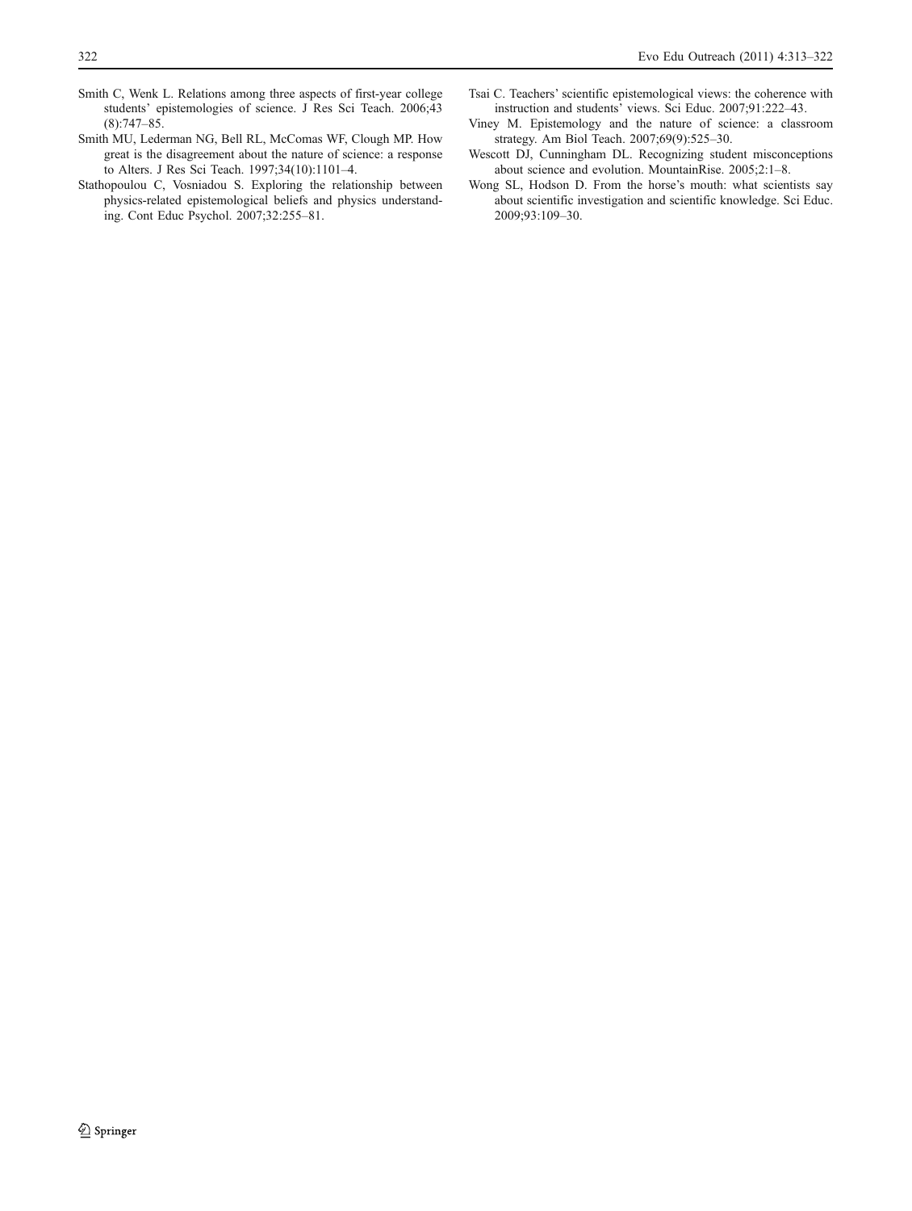Smith C, Wenk L. Relations among three aspects of first-year college students' epistemologies of science. J Res Sci Teach. 2006;43(8):747–85.

Smith MU, Lederman NG, Bell RL, McComas WF, Clough MP. How great is the disagreement about the nature of science: a response to Alters. J Res Sci Teach. 1997;34(10):1101–4.

Stathopoulou C, Vosniadou S. Exploring the relationship between physics-related epistemological beliefs and physics understanding. Cont Educ Psychol. 2007;32:255–81.

Tsai C. Teachers' scientific epistemological views: the coherence with instruction and students' views. Sci Educ. 2007;91:222–43.

Viney M. Epistemology and the nature of science: a classroom strategy. Am Biol Teach. 2007;69(9):525–30.

Wescott DJ, Cunningham DL. Recognizing student misconceptions about science and evolution. MountainRise. 2005;2:1–8.

Wong SL, Hodson D. From the horse's mouth: what scientists say about scientific investigation and scientific knowledge. Sci Educ. 2009;93:109–30.